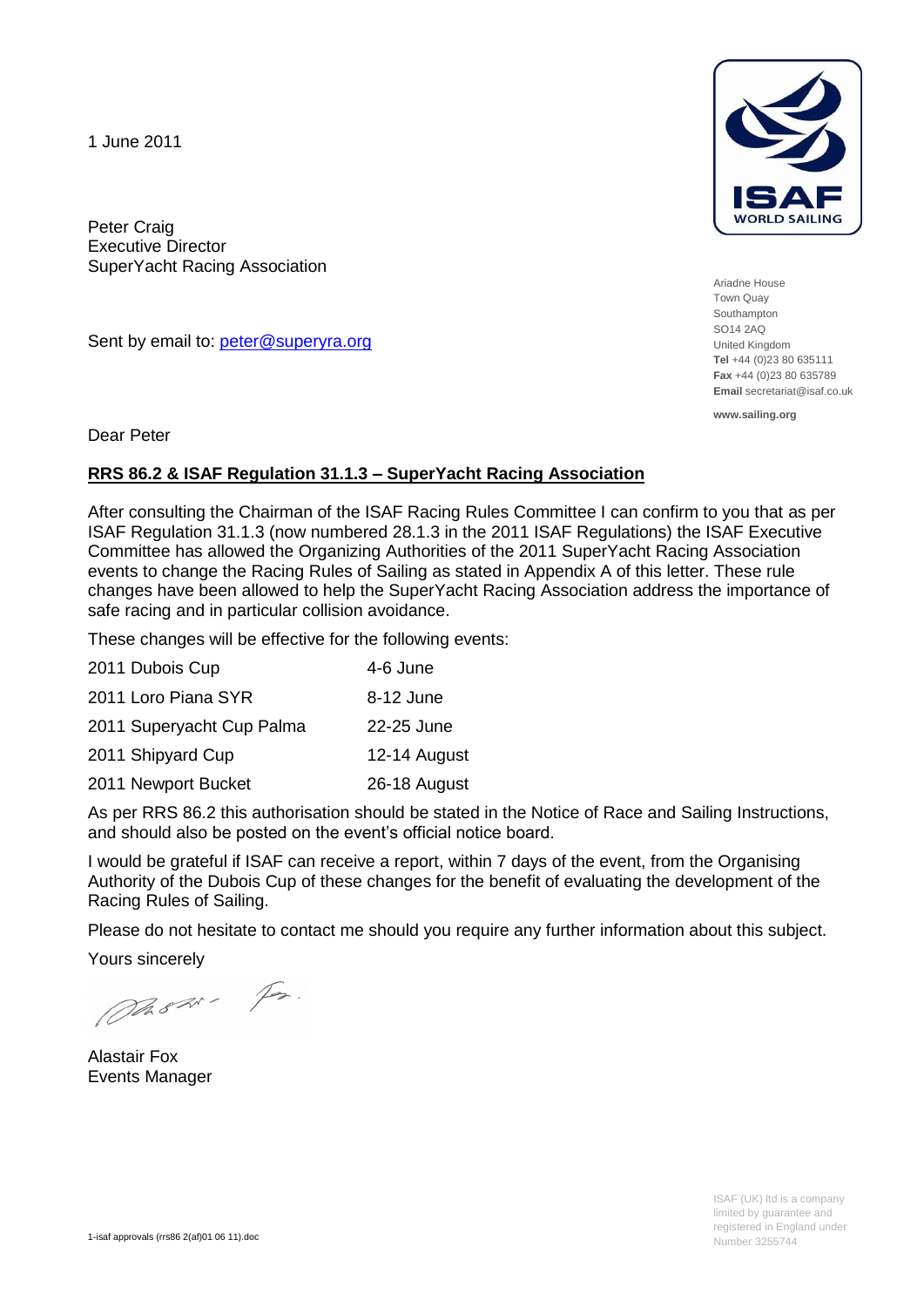1 June 2011

Peter Craig
Executive Director
SuperYacht Racing Association

Sent by email to: peter@superyra.org

ISAF WORLD SAILING

Ariadne House
Town Quay
Southampton
SO14 2AQ
United Kingdom
**Tel** +44 (0)23 80 635111
**Fax** +44 (0)23 80 635789
**Email** secretariat@isaf.co.uk

**www.sailing.org**

Dear Peter

**RRS 86.2 & ISAF Regulation 31.1.3 – SuperYacht Racing Association**

After consulting the Chairman of the ISAF Racing Rules Committee I can confirm to you that as per ISAF Regulation 31.1.3 (now numbered 28.1.3 in the 2011 ISAF Regulations) the ISAF Executive Committee has allowed the Organizing Authorities of the 2011 SuperYacht Racing Association events to change the Racing Rules of Sailing as stated in Appendix A of this letter. These rule changes have been allowed to help the SuperYacht Racing Association address the importance of safe racing and in particular collision avoidance.

These changes will be effective for the following events:

| | |
|---|---|
| 2011 Dubois Cup | 4-6 June |
| 2011 Loro Piana SYR | 8-12 June |
| 2011 Superyacht Cup Palma | 22-25 June |
| 2011 Shipyard Cup | 12-14 August |
| 2011 Newport Bucket | 26-18 August |

As per RRS 86.2 this authorisation should be stated in the Notice of Race and Sailing Instructions, and should also be posted on the event's official notice board.

I would be grateful if ISAF can receive a report, within 7 days of the event, from the Organising Authority of the Dubois Cup of these changes for the benefit of evaluating the development of the Racing Rules of Sailing.

Please do not hesitate to contact me should you require any further information about this subject.

Yours sincerely

Alastair Fox
Events Manager

1-isaf approvals (rrs86 2(af)01 06 11).doc

ISAF (UK) ltd is a company limited by guarantee and registered in England under Number 3255744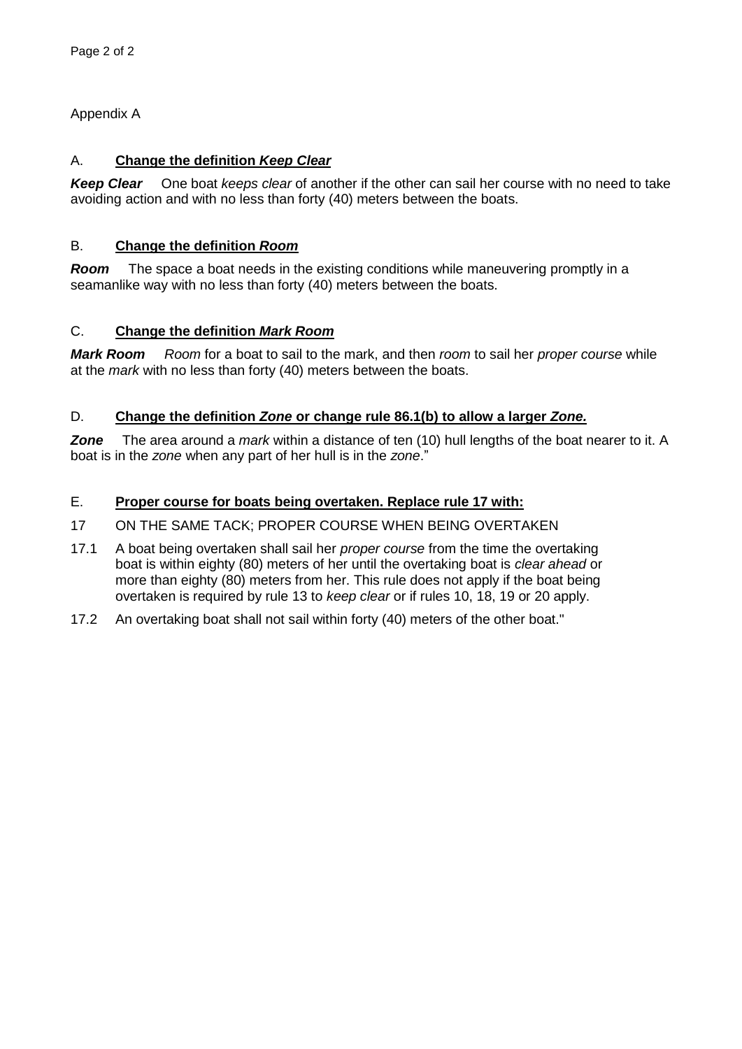Appendix A

## A. **Change the definition *Keep Clear***

***Keep Clear*** One boat *keeps clear* of another if the other can sail her course with no need to take avoiding action and with no less than forty (40) meters between the boats.

## B. **Change the definition *Room***

***Room*** The space a boat needs in the existing conditions while maneuvering promptly in a seamanlike way with no less than forty (40) meters between the boats.

## C. **Change the definition *Mark Room***

***Mark Room*** *Room* for a boat to sail to the mark, and then *room* to sail her *proper course* while at the *mark* with no less than forty (40) meters between the boats.

## D. **Change the definition *Zone* or change rule 86.1(b) to allow a larger *Zone.***

***Zone*** The area around a *mark* within a distance of ten (10) hull lengths of the boat nearer to it. A boat is in the *zone* when any part of her hull is in the *zone*."

## E. **Proper course for boats being overtaken. Replace rule 17 with:**

17 ON THE SAME TACK; PROPER COURSE WHEN BEING OVERTAKEN

17.1 A boat being overtaken shall sail her *proper course* from the time the overtaking boat is within eighty (80) meters of her until the overtaking boat is *clear ahead* or more than eighty (80) meters from her. This rule does not apply if the boat being overtaken is required by rule 13 to *keep clear* or if rules 10, 18, 19 or 20 apply.

17.2 An overtaking boat shall not sail within forty (40) meters of the other boat."